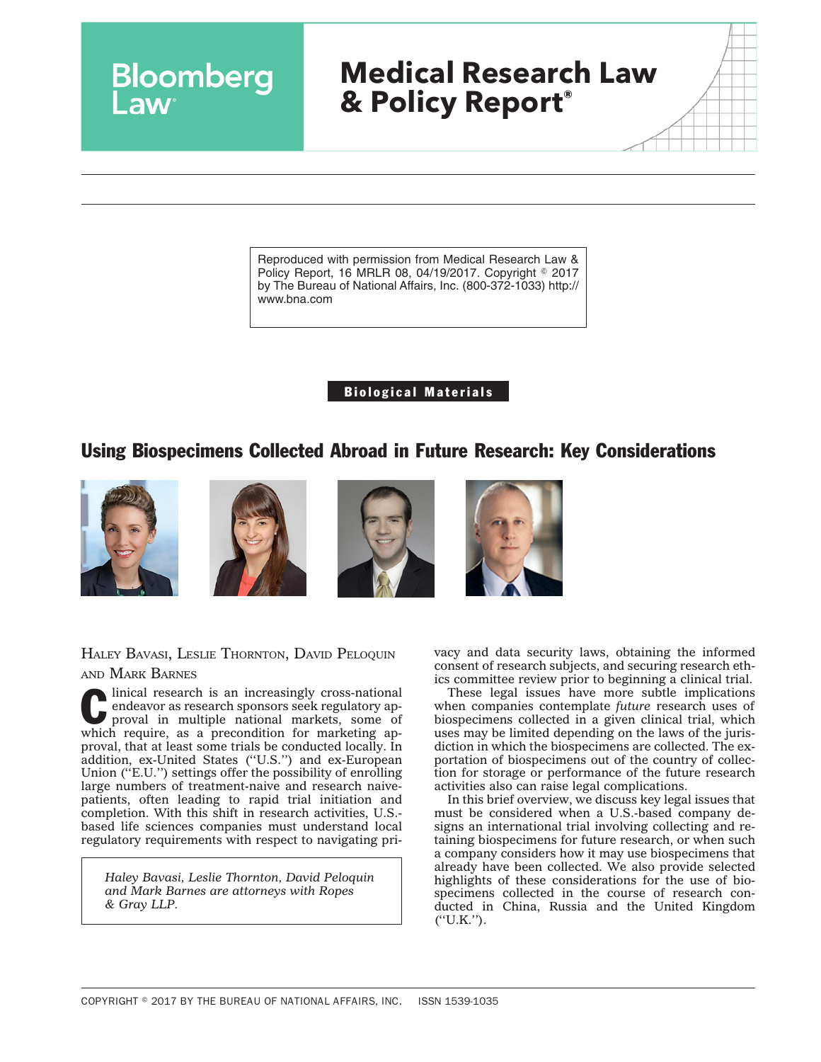Reproduced with permission from Medical Research Law & Policy Report, 16 MRLR 08, 04/19/2017. Copyright © 2017 by The Bureau of National Affairs, Inc. (800-372-1033) http://www.bna.com

**Biological Materials**

# Using Biospecimens Collected Abroad in Future Research: Key Considerations

HALEY BAVASI, LESLIE THORNTON, DAVID PELOQUIN AND MARK BARNES

*Haley Bavasi, Leslie Thornton, David Peloquin and Mark Barnes are attorneys with Ropes & Gray LLP.*

Clinical research is an increasingly cross-national endeavor as research sponsors seek regulatory approval in multiple national markets, some of which require, as a precondition for marketing approval, that at least some trials be conducted locally. In addition, ex-United States (''U.S.'') and ex-European Union (''E.U.'') settings offer the possibility of enrolling large numbers of treatment-naive and research naive-patients, often leading to rapid trial initiation and completion. With this shift in research activities, U.S.-based life sciences companies must understand local regulatory requirements with respect to navigating privacy and data security laws, obtaining the informed consent of research subjects, and securing research ethics committee review prior to beginning a clinical trial.

These legal issues have more subtle implications when companies contemplate *future* research uses of biospecimens collected in a given clinical trial, which uses may be limited depending on the laws of the jurisdiction in which the biospecimens are collected. The exportation of biospecimens out of the country of collection for storage or performance of the future research activities also can raise legal complications.

In this brief overview, we discuss key legal issues that must be considered when a U.S.-based company designs an international trial involving collecting and retaining biospecimens for future research, or when such a company considers how it may use biospecimens that already have been collected. We also provide selected highlights of these considerations for the use of biospecimens collected in the course of research conducted in China, Russia and the United Kingdom (''U.K.'').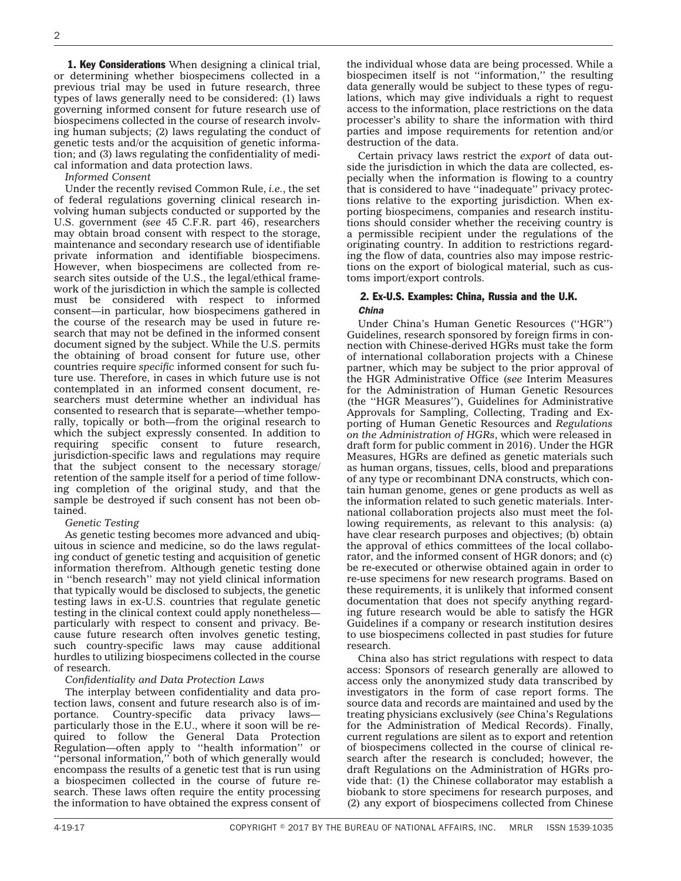**1. Key Considerations** When designing a clinical trial, or determining whether biospecimens collected in a previous trial may be used in future research, three types of laws generally need to be considered: (1) laws governing informed consent for future research use of biospecimens collected in the course of research involving human subjects; (2) laws regulating the conduct of genetic tests and/or the acquisition of genetic information; and (3) laws regulating the confidentiality of medical information and data protection laws.

*Informed Consent*

Under the recently revised Common Rule, *i.e.*, the set of federal regulations governing clinical research involving human subjects conducted or supported by the U.S. government (*see* 45 C.F.R. part 46), researchers may obtain broad consent with respect to the storage, maintenance and secondary research use of identifiable private information and identifiable biospecimens. However, when biospecimens are collected from research sites outside of the U.S., the legal/ethical framework of the jurisdiction in which the sample is collected must be considered with respect to informed consent—in particular, how biospecimens gathered in the course of the research may be used in future research that may not be defined in the informed consent document signed by the subject. While the U.S. permits the obtaining of broad consent for future use, other countries require *specific* informed consent for such future use. Therefore, in cases in which future use is not contemplated in an informed consent document, researchers must determine whether an individual has consented to research that is separate—whether temporally, topically or both—from the original research to which the subject expressly consented. In addition to requiring specific consent to future research, jurisdiction-specific laws and regulations may require that the subject consent to the necessary storage/retention of the sample itself for a period of time following completion of the original study, and that the sample be destroyed if such consent has not been obtained.

*Genetic Testing*

As genetic testing becomes more advanced and ubiquitous in science and medicine, so do the laws regulating conduct of genetic testing and acquisition of genetic information therefrom. Although genetic testing done in ''bench research'' may not yield clinical information that typically would be disclosed to subjects, the genetic testing laws in ex-U.S. countries that regulate genetic testing in the clinical context could apply nonetheless—particularly with respect to consent and privacy. Because future research often involves genetic testing, such country-specific laws may cause additional hurdles to utilizing biospecimens collected in the course of research.

*Confidentiality and Data Protection Laws*

The interplay between confidentiality and data protection laws, consent and future research also is of importance. Country-specific data privacy laws—particularly those in the E.U., where it soon will be required to follow the General Data Protection Regulation—often apply to ''health information'' or ''personal information,'' both of which generally would encompass the results of a genetic test that is run using a biospecimen collected in the course of future research. These laws often require the entity processing the information to have obtained the express consent of the individual whose data are being processed. While a biospecimen itself is not ''information,'' the resulting data generally would be subject to these types of regulations, which may give individuals a right to request access to the information, place restrictions on the data processer's ability to share the information with third parties and impose requirements for retention and/or destruction of the data.

Certain privacy laws restrict the *export* of data outside the jurisdiction in which the data are collected, especially when the information is flowing to a country that is considered to have ''inadequate'' privacy protections relative to the exporting jurisdiction. When exporting biospecimens, companies and research institutions should consider whether the receiving country is a permissible recipient under the regulations of the originating country. In addition to restrictions regarding the flow of data, countries also may impose restrictions on the export of biological material, such as customs import/export controls.

## 2. Ex-U.S. Examples: China, Russia and the U.K.

### *China*

Under China's Human Genetic Resources (''HGR'') Guidelines, research sponsored by foreign firms in connection with Chinese-derived HGRs must take the form of international collaboration projects with a Chinese partner, which may be subject to the prior approval of the HGR Administrative Office (*see* Interim Measures for the Administration of Human Genetic Resources (the ''HGR Measures''), Guidelines for Administrative Approvals for Sampling, Collecting, Trading and Exporting of Human Genetic Resources and *Regulations on the Administration of HGRs*, which were released in draft form for public comment in 2016). Under the HGR Measures, HGRs are defined as genetic materials such as human organs, tissues, cells, blood and preparations of any type or recombinant DNA constructs, which contain human genome, genes or gene products as well as the information related to such genetic materials. International collaboration projects also must meet the following requirements, as relevant to this analysis: (a) have clear research purposes and objectives; (b) obtain the approval of ethics committees of the local collaborator, and the informed consent of HGR donors; and (c) be re-executed or otherwise obtained again in order to re-use specimens for new research programs. Based on these requirements, it is unlikely that informed consent documentation that does not specify anything regarding future research would be able to satisfy the HGR Guidelines if a company or research institution desires to use biospecimens collected in past studies for future research.

China also has strict regulations with respect to data access: Sponsors of research generally are allowed to access only the anonymized study data transcribed by investigators in the form of case report forms. The source data and records are maintained and used by the treating physicians exclusively (*see* China's Regulations for the Administration of Medical Records). Finally, current regulations are silent as to export and retention of biospecimens collected in the course of clinical research after the research is concluded; however, the draft Regulations on the Administration of HGRs provide that: (1) the Chinese collaborator may establish a biobank to store specimens for research purposes, and (2) any export of biospecimens collected from Chinese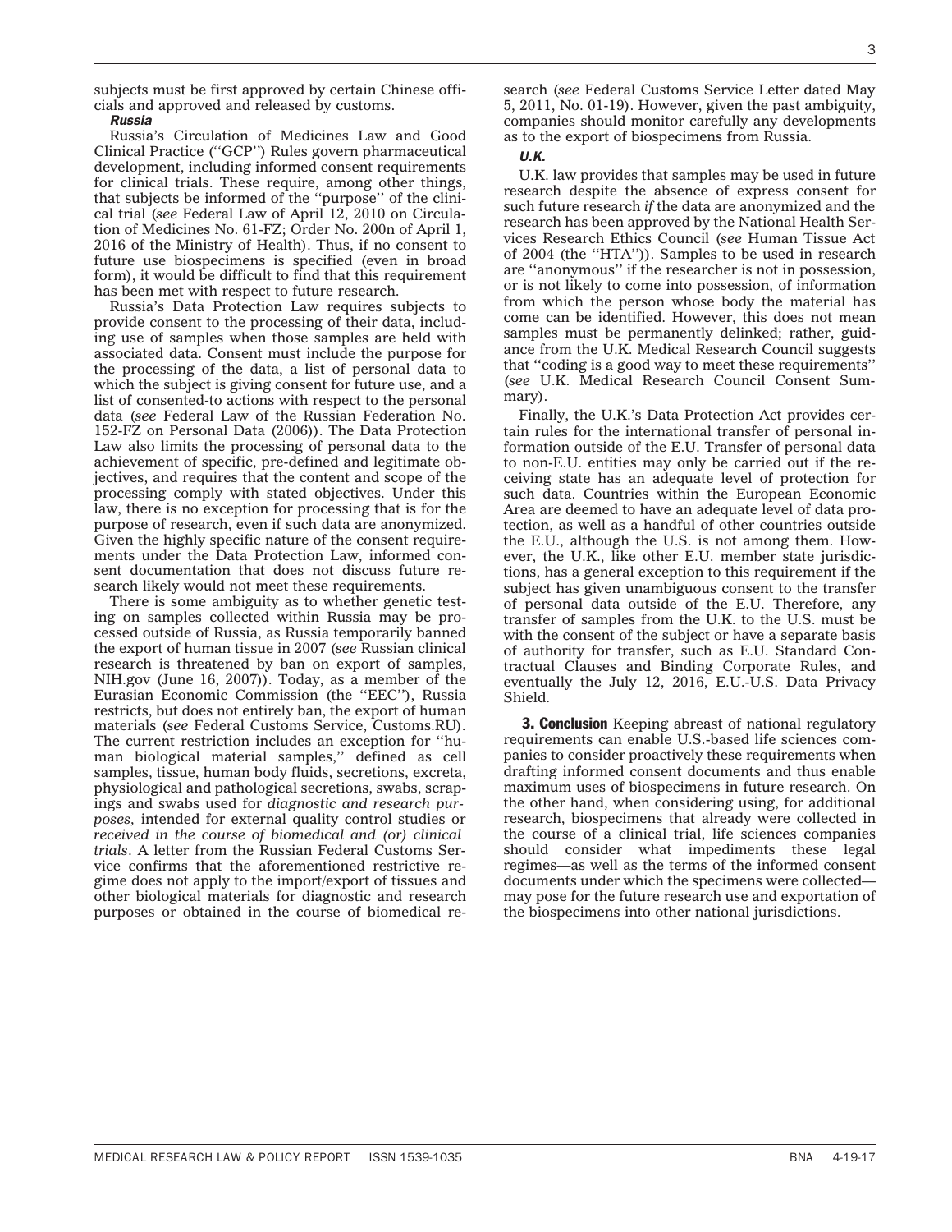subjects must be first approved by certain Chinese officials and approved and released by customs.

### *Russia*

Russia's Circulation of Medicines Law and Good Clinical Practice (''GCP'') Rules govern pharmaceutical development, including informed consent requirements for clinical trials. These require, among other things, that subjects be informed of the ''purpose'' of the clinical trial (*see* Federal Law of April 12, 2010 on Circulation of Medicines No. 61-FZ; Order No. 200n of April 1, 2016 of the Ministry of Health). Thus, if no consent to future use biospecimens is specified (even in broad form), it would be difficult to find that this requirement has been met with respect to future research.

Russia's Data Protection Law requires subjects to provide consent to the processing of their data, including use of samples when those samples are held with associated data. Consent must include the purpose for the processing of the data, a list of personal data to which the subject is giving consent for future use, and a list of consented-to actions with respect to the personal data (*see* Federal Law of the Russian Federation No. 152-FZ on Personal Data (2006)). The Data Protection Law also limits the processing of personal data to the achievement of specific, pre-defined and legitimate objectives, and requires that the content and scope of the processing comply with stated objectives. Under this law, there is no exception for processing that is for the purpose of research, even if such data are anonymized. Given the highly specific nature of the consent requirements under the Data Protection Law, informed consent documentation that does not discuss future research likely would not meet these requirements.

There is some ambiguity as to whether genetic testing on samples collected within Russia may be processed outside of Russia, as Russia temporarily banned the export of human tissue in 2007 (*see* Russian clinical research is threatened by ban on export of samples, NIH.gov (June 16, 2007)). Today, as a member of the Eurasian Economic Commission (the ''EEC''), Russia restricts, but does not entirely ban, the export of human materials (*see* Federal Customs Service, Customs.RU). The current restriction includes an exception for ''human biological material samples,'' defined as cell samples, tissue, human body fluids, secretions, excreta, physiological and pathological secretions, swabs, scrapings and swabs used for *diagnostic and research purposes,* intended for external quality control studies or *received in the course of biomedical and (or) clinical trials*. A letter from the Russian Federal Customs Service confirms that the aforementioned restrictive regime does not apply to the import/export of tissues and other biological materials for diagnostic and research purposes or obtained in the course of biomedical research (*see* Federal Customs Service Letter dated May 5, 2011, No. 01-19). However, given the past ambiguity, companies should monitor carefully any developments as to the export of biospecimens from Russia.

### *U.K.*

U.K. law provides that samples may be used in future research despite the absence of express consent for such future research *if* the data are anonymized and the research has been approved by the National Health Services Research Ethics Council (*see* Human Tissue Act of 2004 (the ''HTA'')). Samples to be used in research are ''anonymous'' if the researcher is not in possession, or is not likely to come into possession, of information from which the person whose body the material has come can be identified. However, this does not mean samples must be permanently delinked; rather, guidance from the U.K. Medical Research Council suggests that ''coding is a good way to meet these requirements'' (*see* U.K. Medical Research Council Consent Summary).

Finally, the U.K.'s Data Protection Act provides certain rules for the international transfer of personal information outside of the E.U. Transfer of personal data to non-E.U. entities may only be carried out if the receiving state has an adequate level of protection for such data. Countries within the European Economic Area are deemed to have an adequate level of data protection, as well as a handful of other countries outside the E.U., although the U.S. is not among them. However, the U.K., like other E.U. member state jurisdictions, has a general exception to this requirement if the subject has given unambiguous consent to the transfer of personal data outside of the E.U. Therefore, any transfer of samples from the U.K. to the U.S. must be with the consent of the subject or have a separate basis of authority for transfer, such as E.U. Standard Contractual Clauses and Binding Corporate Rules, and eventually the July 12, 2016, E.U.-U.S. Data Privacy Shield.

**3. Conclusion** Keeping abreast of national regulatory requirements can enable U.S.-based life sciences companies to consider proactively these requirements when drafting informed consent documents and thus enable maximum uses of biospecimens in future research. On the other hand, when considering using, for additional research, biospecimens that already were collected in the course of a clinical trial, life sciences companies should consider what impediments these legal regimes—as well as the terms of the informed consent documents under which the specimens were collected—may pose for the future research use and exportation of the biospecimens into other national jurisdictions.